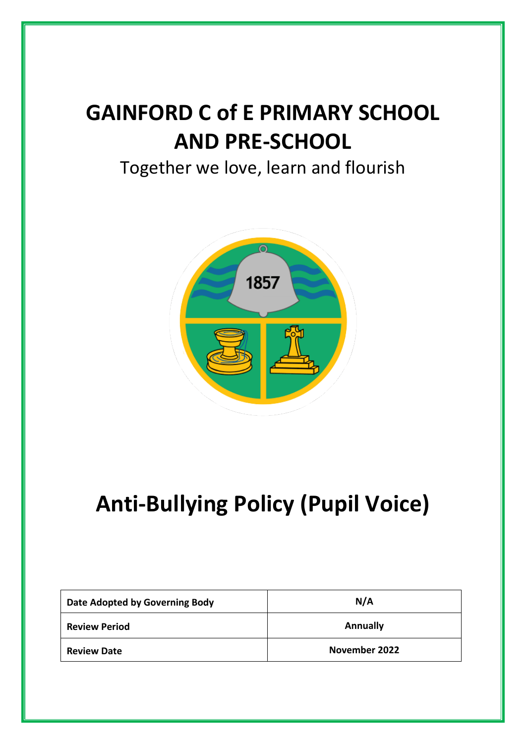# GAINFORD C of E PRIMARY SCHOOL AND PRE-SCHOOL

Together we love, learn and flourish

# Anti-Bullying Policy (Pupil Voice)

| Date Adopted by Governing Body | N/A |
| --- | --- |
| Review Period | Annually |
| Review Date | November 2022 |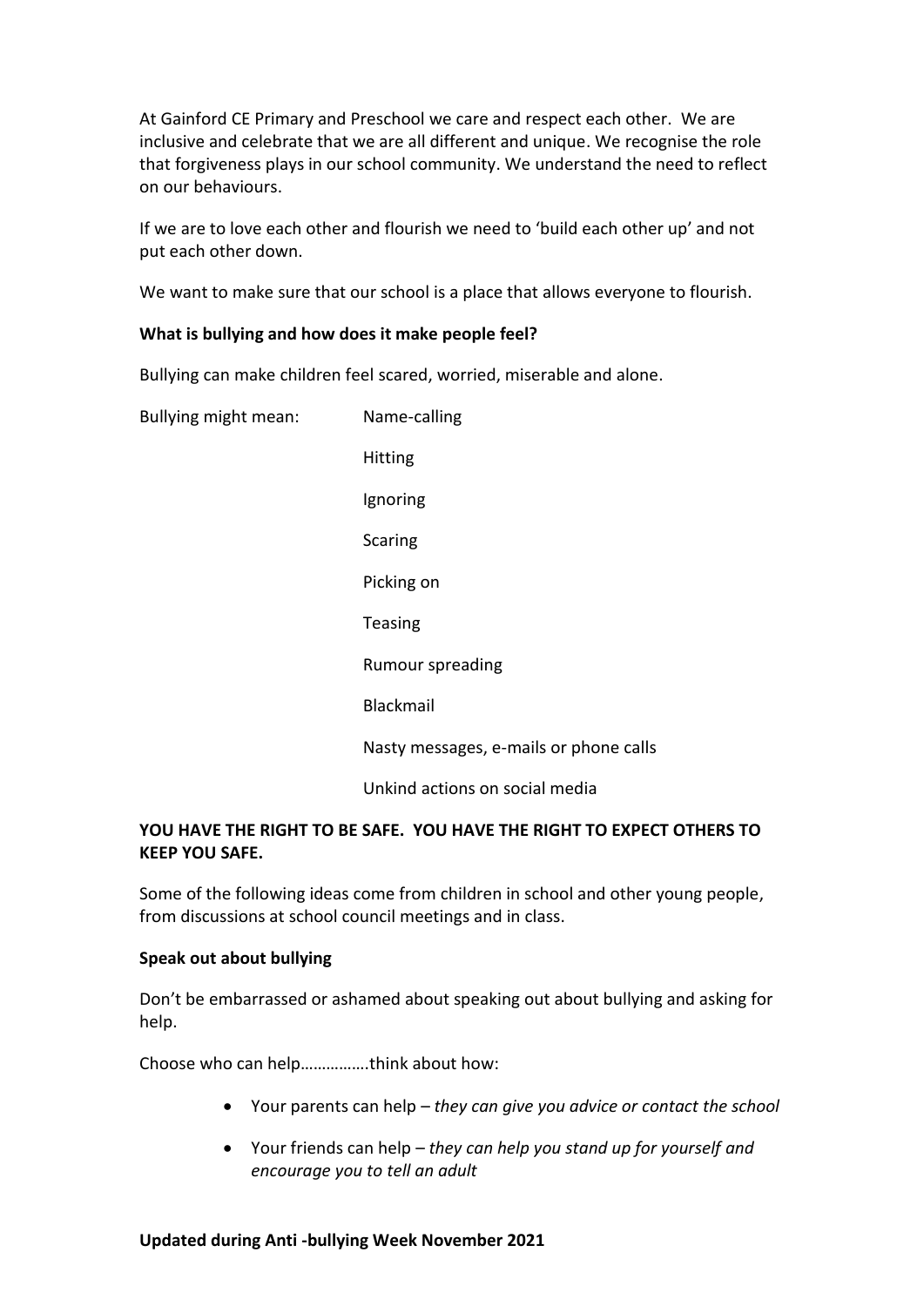At Gainford CE Primary and Preschool we care and respect each other. We are inclusive and celebrate that we are all different and unique. We recognise the role that forgiveness plays in our school community. We understand the need to reflect on our behaviours.

If we are to love each other and flourish we need to 'build each other up' and not put each other down.

We want to make sure that our school is a place that allows everyone to flourish.

**What is bullying and how does it make people feel?**

Bullying can make children feel scared, worried, miserable and alone.

Bullying might mean:

- Name-calling
- Hitting
- Ignoring
- Scaring
- Picking on
- Teasing
- Rumour spreading
- Blackmail
- Nasty messages, e-mails or phone calls
- Unkind actions on social media

**YOU HAVE THE RIGHT TO BE SAFE. YOU HAVE THE RIGHT TO EXPECT OTHERS TO KEEP YOU SAFE.**

Some of the following ideas come from children in school and other young people, from discussions at school council meetings and in class.

**Speak out about bullying**

Don't be embarrassed or ashamed about speaking out about bullying and asking for help.

Choose who can help…………….think about how:

- Your parents can help – *they can give you advice or contact the school*
- Your friends can help – *they can help you stand up for yourself and encourage you to tell an adult*

**Updated during Anti -bullying Week November 2021**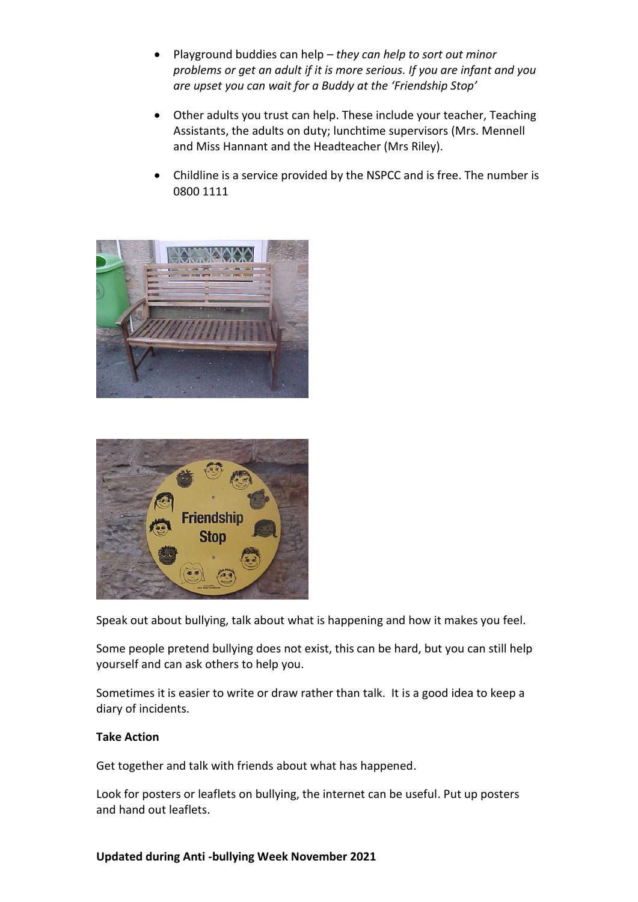- Playground buddies can help – *they can help to sort out minor problems or get an adult if it is more serious. If you are infant and you are upset you can wait for a Buddy at the 'Friendship Stop'*

- Other adults you trust can help. These include your teacher, Teaching Assistants, the adults on duty; lunchtime supervisors (Mrs. Mennell and Miss Hannant and the Headteacher (Mrs Riley).

- Childline is a service provided by the NSPCC and is free. The number is 0800 1111

Speak out about bullying, talk about what is happening and how it makes you feel.

Some people pretend bullying does not exist, this can be hard, but you can still help yourself and can ask others to help you.

Sometimes it is easier to write or draw rather than talk. It is a good idea to keep a diary of incidents.

**Take Action**

Get together and talk with friends about what has happened.

Look for posters or leaflets on bullying, the internet can be useful. Put up posters and hand out leaflets.

**Updated during Anti -bullying Week November 2021**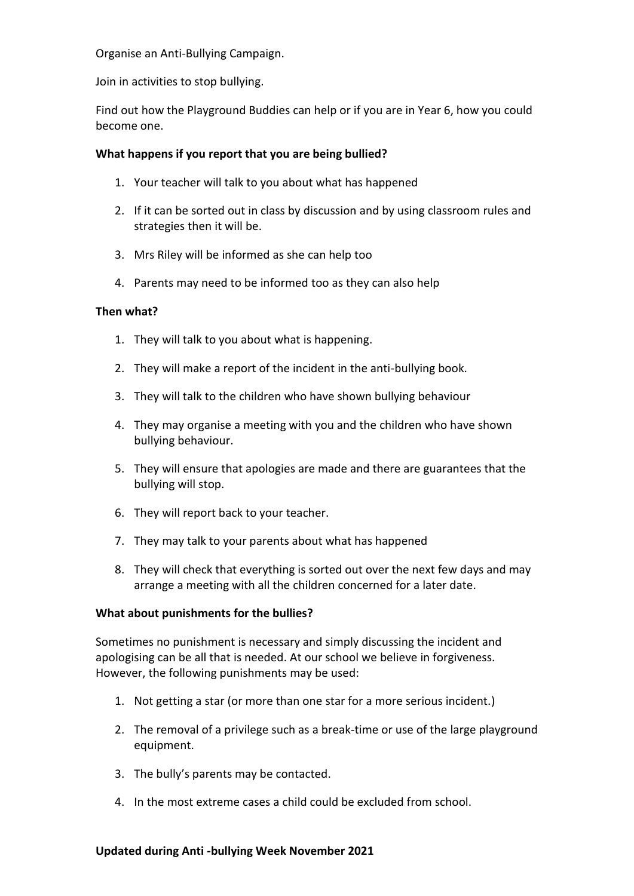Organise an Anti-Bullying Campaign.

Join in activities to stop bullying.

Find out how the Playground Buddies can help or if you are in Year 6, how you could become one.

**What happens if you report that you are being bullied?**

1. Your teacher will talk to you about what has happened
2. If it can be sorted out in class by discussion and by using classroom rules and strategies then it will be.
3. Mrs Riley will be informed as she can help too
4. Parents may need to be informed too as they can also help

**Then what?**

1. They will talk to you about what is happening.
2. They will make a report of the incident in the anti-bullying book.
3. They will talk to the children who have shown bullying behaviour
4. They may organise a meeting with you and the children who have shown bullying behaviour.
5. They will ensure that apologies are made and there are guarantees that the bullying will stop.
6. They will report back to your teacher.
7. They may talk to your parents about what has happened
8. They will check that everything is sorted out over the next few days and may arrange a meeting with all the children concerned for a later date.

**What about punishments for the bullies?**

Sometimes no punishment is necessary and simply discussing the incident and apologising can be all that is needed. At our school we believe in forgiveness. However, the following punishments may be used:

1. Not getting a star (or more than one star for a more serious incident.)
2. The removal of a privilege such as a break-time or use of the large playground equipment.
3. The bully's parents may be contacted.
4. In the most extreme cases a child could be excluded from school.

**Updated during Anti -bullying Week November 2021**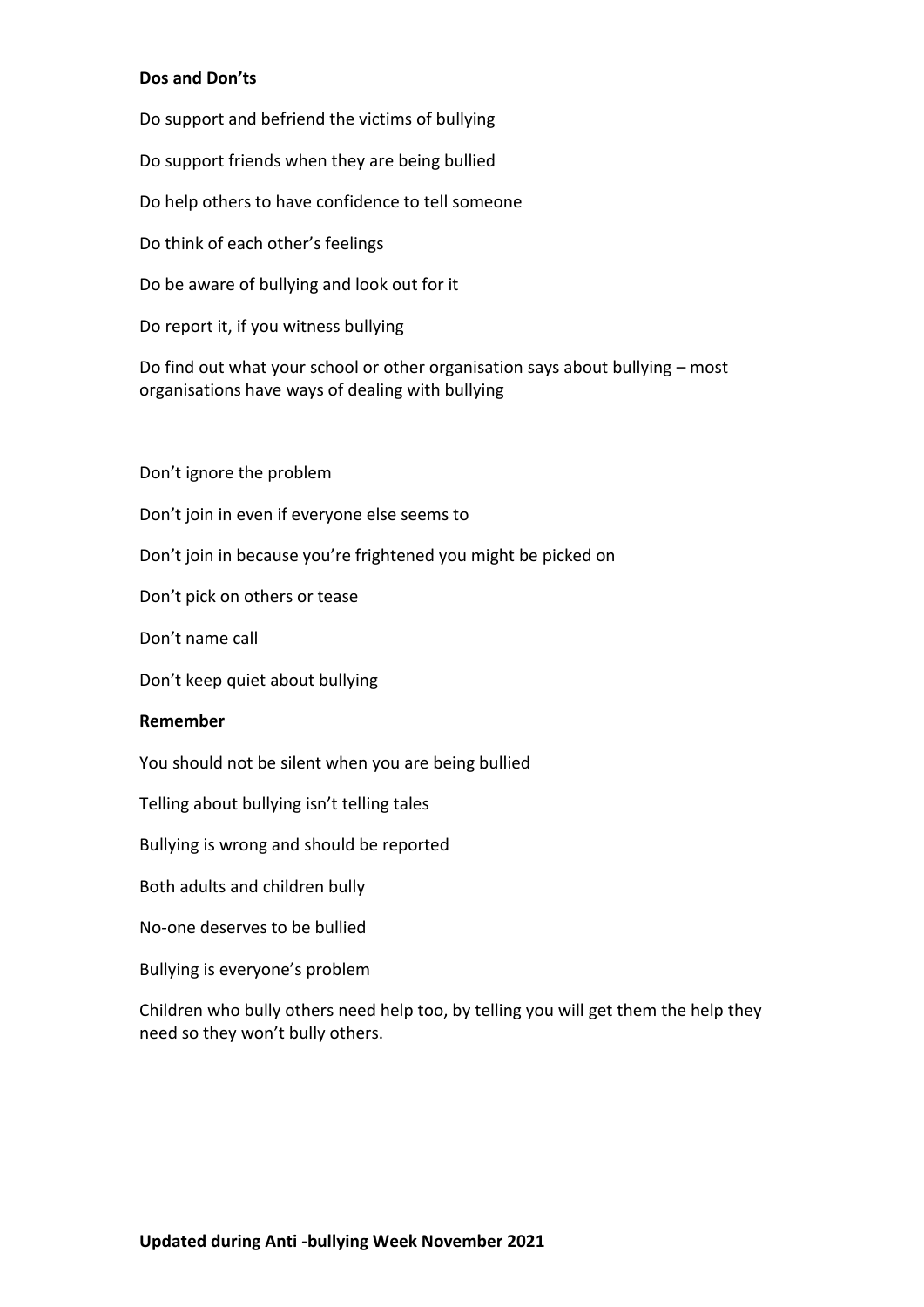**Dos and Don'ts**

Do support and befriend the victims of bullying

Do support friends when they are being bullied

Do help others to have confidence to tell someone

Do think of each other's feelings

Do be aware of bullying and look out for it

Do report it, if you witness bullying

Do find out what your school or other organisation says about bullying – most organisations have ways of dealing with bullying

Don't ignore the problem

Don't join in even if everyone else seems to

Don't join in because you're frightened you might be picked on

Don't pick on others or tease

Don't name call

Don't keep quiet about bullying

**Remember**

You should not be silent when you are being bullied

Telling about bullying isn't telling tales

Bullying is wrong and should be reported

Both adults and children bully

No-one deserves to be bullied

Bullying is everyone's problem

Children who bully others need help too, by telling you will get them the help they need so they won't bully others.

**Updated during Anti -bullying Week November 2021**